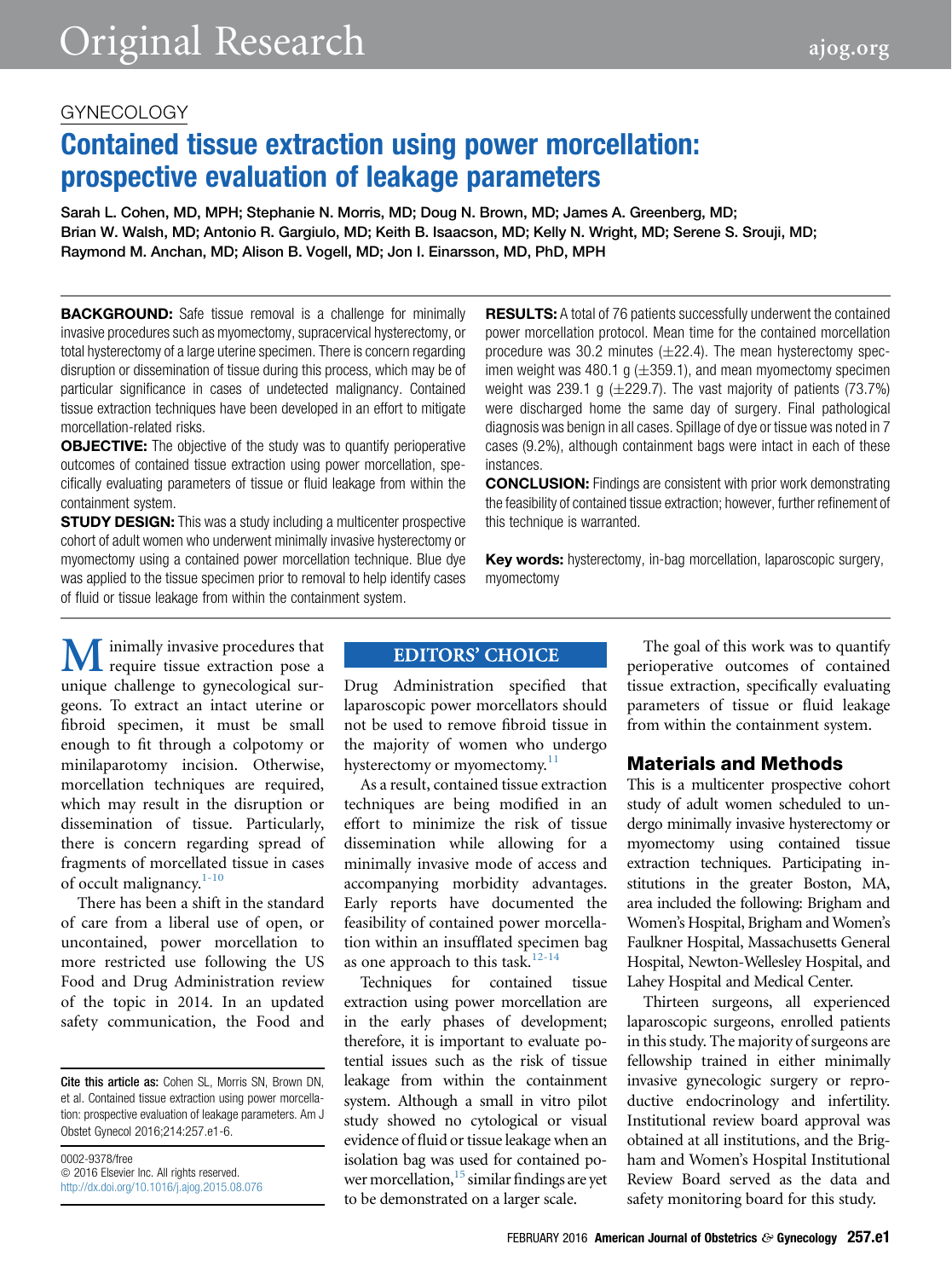GYNECOLOGY

# Contained tissue extraction using power morcellation: prospective evaluation of leakage parameters

Sarah L. Cohen, MD, MPH; Stephanie N. Morris, MD; Doug N. Brown, MD; James A. Greenberg, MD; Brian W. Walsh, MD; Antonio R. Gargiulo, MD; Keith B. Isaacson, MD; Kelly N. Wright, MD; Serene S. Srouji, MD; Raymond M. Anchan, MD; Alison B. Vogell, MD; Jon I. Einarsson, MD, PhD, MPH

**BACKGROUND:** Safe tissue removal is a challenge for minimally invasive procedures such as myomectomy, supracervical hysterectomy, or total hysterectomy of a large uterine specimen. There is concern regarding disruption or dissemination of tissue during this process, which may be of particular significance in cases of undetected malignancy. Contained tissue extraction techniques have been developed in an effort to mitigate morcellation-related risks.

**OBJECTIVE:** The objective of the study was to quantify perioperative outcomes of contained tissue extraction using power morcellation, specifically evaluating parameters of tissue or fluid leakage from within the containment system.

**STUDY DESIGN:** This was a study including a multicenter prospective cohort of adult women who underwent minimally invasive hysterectomy or myomectomy using a contained power morcellation technique. Blue dye was applied to the tissue specimen prior to removal to help identify cases of fluid or tissue leakage from within the containment system.

**RESULTS:** A total of 76 patients successfully underwent the contained power morcellation protocol. Mean time for the contained morcellation procedure was 30.2 minutes (±22.4). The mean hysterectomy specimen weight was 480.1 g (±359.1), and mean myomectomy specimen weight was 239.1 g (±229.7). The vast majority of patients (73.7%) were discharged home the same day of surgery. Final pathological diagnosis was benign in all cases. Spillage of dye or tissue was noted in 7 cases (9.2%), although containment bags were intact in each of these instances.

**CONCLUSION:** Findings are consistent with prior work demonstrating the feasibility of contained tissue extraction; however, further refinement of this technique is warranted.

**Key words:** hysterectomy, in-bag morcellation, laparoscopic surgery, myomectomy

Minimally invasive procedures that require tissue extraction pose a unique challenge to gynecological surgeons. To extract an intact uterine or fibroid specimen, it must be small enough to fit through a colpotomy or minilaparotomy incision. Otherwise, morcellation techniques are required, which may result in the disruption or dissemination of tissue. Particularly, there is concern regarding spread of fragments of morcellated tissue in cases of occult malignancy.[1-10]

There has been a shift in the standard of care from a liberal use of open, or uncontained, power morcellation to more restricted use following the US Food and Drug Administration review of the topic in 2014. In an updated safety communication, the Food and Drug Administration specified that laparoscopic power morcellators should not be used to remove fibroid tissue in the majority of women who undergo hysterectomy or myomectomy.[11]

EDITORS' CHOICE

As a result, contained tissue extraction techniques are being modified in an effort to minimize the risk of tissue dissemination while allowing for a minimally invasive mode of access and accompanying morbidity advantages. Early reports have documented the feasibility of contained power morcellation within an insufflated specimen bag as one approach to this task.[12-14]

Techniques for contained tissue extraction using power morcellation are in the early phases of development; therefore, it is important to evaluate potential issues such as the risk of tissue leakage from within the containment system. Although a small in vitro pilot study showed no cytological or visual evidence of fluid or tissue leakage when an isolation bag was used for contained power morcellation,[15] similar findings are yet to be demonstrated on a larger scale.

The goal of this work was to quantify perioperative outcomes of contained tissue extraction, specifically evaluating parameters of tissue or fluid leakage from within the containment system.

## Materials and Methods

This is a multicenter prospective cohort study of adult women scheduled to undergo minimally invasive hysterectomy or myomectomy using contained tissue extraction techniques. Participating institutions in the greater Boston, MA, area included the following: Brigham and Women's Hospital, Brigham and Women's Faulkner Hospital, Massachusetts General Hospital, Newton-Wellesley Hospital, and Lahey Hospital and Medical Center.

Thirteen surgeons, all experienced laparoscopic surgeons, enrolled patients in this study. The majority of surgeons are fellowship trained in either minimally invasive gynecologic surgery or reproductive endocrinology and infertility. Institutional review board approval was obtained at all institutions, and the Brigham and Women's Hospital Institutional Review Board served as the data and safety monitoring board for this study.

**Cite this article as:** Cohen SL, Morris SN, Brown DN, et al. Contained tissue extraction using power morcellation: prospective evaluation of leakage parameters. Am J Obstet Gynecol 2016;214:257.e1-6.

0002-9378/free
© 2016 Elsevier Inc. All rights reserved.
http://dx.doi.org/10.1016/j.ajog.2015.08.076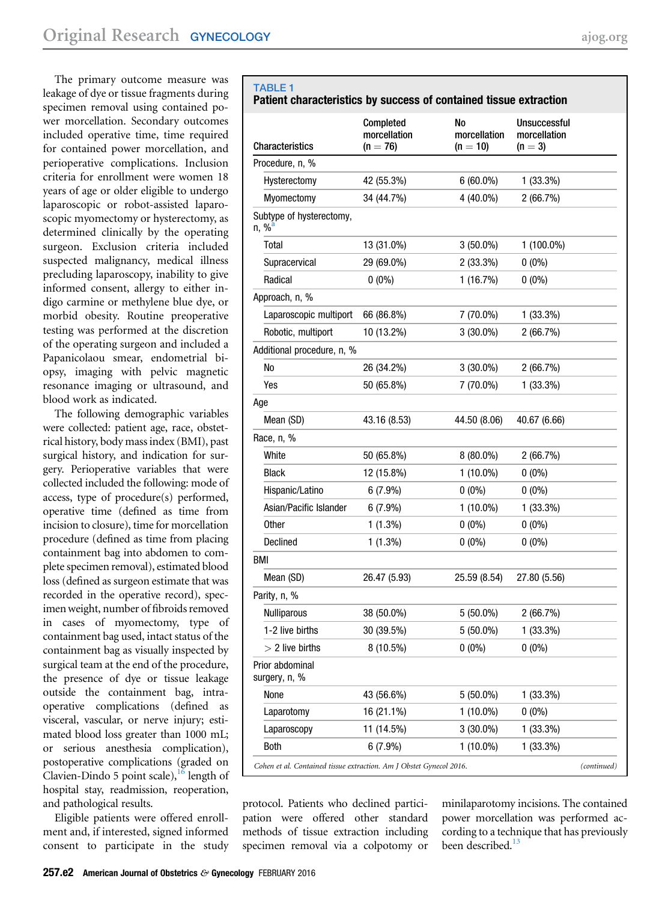The primary outcome measure was leakage of dye or tissue fragments during specimen removal using contained power morcellation. Secondary outcomes included operative time, time required for contained power morcellation, and perioperative complications. Inclusion criteria for enrollment were women 18 years of age or older eligible to undergo laparoscopic or robot-assisted laparoscopic myomectomy or hysterectomy, as determined clinically by the operating surgeon. Exclusion criteria included suspected malignancy, medical illness precluding laparoscopy, inability to give informed consent, allergy to either indigo carmine or methylene blue dye, or morbid obesity. Routine preoperative testing was performed at the discretion of the operating surgeon and included a Papanicolaou smear, endometrial biopsy, imaging with pelvic magnetic resonance imaging or ultrasound, and blood work as indicated.

The following demographic variables were collected: patient age, race, obstetrical history, body mass index (BMI), past surgical history, and indication for surgery. Perioperative variables that were collected included the following: mode of access, type of procedure(s) performed, operative time (defined as time from incision to closure), time for morcellation procedure (defined as time from placing containment bag into abdomen to complete specimen removal), estimated blood loss (defined as surgeon estimate that was recorded in the operative record), specimen weight, number of fibroids removed in cases of myomectomy, type of containment bag used, intact status of the containment bag as visually inspected by surgical team at the end of the procedure, the presence of dye or tissue leakage outside the containment bag, intraoperative complications (defined as visceral, vascular, or nerve injury; estimated blood loss greater than 1000 mL; or serious anesthesia complication), postoperative complications (graded on Clavien-Dindo 5 point scale),[16] length of hospital stay, readmission, reoperation, and pathological results.

Eligible patients were offered enrollment and, if interested, signed informed consent to participate in the study protocol. Patients who declined participation were offered other standard methods of tissue extraction including specimen removal via a colpotomy or minilaparotomy incisions. The contained power morcellation was performed according to a technique that has previously been described.[13]

**TABLE 1**
**Patient characteristics by success of contained tissue extraction**

| Characteristics | Completed morcellation (n = 76) | No morcellation (n = 10) | Unsuccessful morcellation (n = 3) |
|---|---|---|---|
| Procedure, n, % | | | |
| Hysterectomy | 42 (55.3%) | 6 (60.0%) | 1 (33.3%) |
| Myomectomy | 34 (44.7%) | 4 (40.0%) | 2 (66.7%) |
| Subtype of hysterectomy, n, %[a] | | | |
| Total | 13 (31.0%) | 3 (50.0%) | 1 (100.0%) |
| Supracervical | 29 (69.0%) | 2 (33.3%) | 0 (0%) |
| Radical | 0 (0%) | 1 (16.7%) | 0 (0%) |
| Approach, n, % | | | |
| Laparoscopic multiport | 66 (86.8%) | 7 (70.0%) | 1 (33.3%) |
| Robotic, multiport | 10 (13.2%) | 3 (30.0%) | 2 (66.7%) |
| Additional procedure, n, % | | | |
| No | 26 (34.2%) | 3 (30.0%) | 2 (66.7%) |
| Yes | 50 (65.8%) | 7 (70.0%) | 1 (33.3%) |
| Age | | | |
| Mean (SD) | 43.16 (8.53) | 44.50 (8.06) | 40.67 (6.66) |
| Race, n, % | | | |
| White | 50 (65.8%) | 8 (80.0%) | 2 (66.7%) |
| Black | 12 (15.8%) | 1 (10.0%) | 0 (0%) |
| Hispanic/Latino | 6 (7.9%) | 0 (0%) | 0 (0%) |
| Asian/Pacific Islander | 6 (7.9%) | 1 (10.0%) | 1 (33.3%) |
| Other | 1 (1.3%) | 0 (0%) | 0 (0%) |
| Declined | 1 (1.3%) | 0 (0%) | 0 (0%) |
| BMI | | | |
| Mean (SD) | 26.47 (5.93) | 25.59 (8.54) | 27.80 (5.56) |
| Parity, n, % | | | |
| Nulliparous | 38 (50.0%) | 5 (50.0%) | 2 (66.7%) |
| 1-2 live births | 30 (39.5%) | 5 (50.0%) | 1 (33.3%) |
| > 2 live births | 8 (10.5%) | 0 (0%) | 0 (0%) |
| Prior abdominal surgery, n, % | | | |
| None | 43 (56.6%) | 5 (50.0%) | 1 (33.3%) |
| Laparotomy | 16 (21.1%) | 1 (10.0%) | 0 (0%) |
| Laparoscopy | 11 (14.5%) | 3 (30.0%) | 1 (33.3%) |
| Both | 6 (7.9%) | 1 (10.0%) | 1 (33.3%) |

*Cohen et al. Contained tissue extraction. Am J Obstet Gynecol 2016.* *(continued)*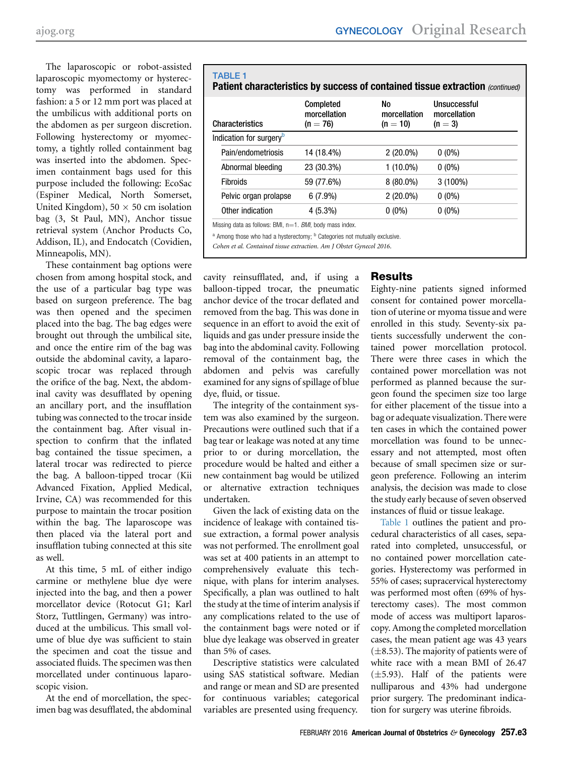The laparoscopic or robot-assisted laparoscopic myomectomy or hysterectomy was performed in standard fashion: a 5 or 12 mm port was placed at the umbilicus with additional ports on the abdomen as per surgeon discretion. Following hysterectomy or myomectomy, a tightly rolled containment bag was inserted into the abdomen. Specimen containment bags used for this purpose included the following: EcoSac (Espiner Medical, North Somerset, United Kingdom), 50 × 50 cm isolation bag (3, St Paul, MN), Anchor tissue retrieval system (Anchor Products Co, Addison, IL), and Endocatch (Covidien, Minneapolis, MN).

These containment bag options were chosen from among hospital stock, and the use of a particular bag type was based on surgeon preference. The bag was then opened and the specimen placed into the bag. The bag edges were brought out through the umbilical site, and once the entire rim of the bag was outside the abdominal cavity, a laparoscopic trocar was replaced through the orifice of the bag. Next, the abdominal cavity was desufflated by opening an ancillary port, and the insufflation tubing was connected to the trocar inside the containment bag. After visual inspection to confirm that the inflated bag contained the tissue specimen, a lateral trocar was redirected to pierce the bag. A balloon-tipped trocar (Kii Advanced Fixation, Applied Medical, Irvine, CA) was recommended for this purpose to maintain the trocar position within the bag. The laparoscope was then placed via the lateral port and insufflation tubing connected at this site as well.

At this time, 5 mL of either indigo carmine or methylene blue dye were injected into the bag, and then a power morcellator device (Rotocut G1; Karl Storz, Tuttlingen, Germany) was introduced at the umbilicus. This small volume of blue dye was sufficient to stain the specimen and coat the tissue and associated fluids. The specimen was then morcellated under continuous laparoscopic vision.

At the end of morcellation, the specimen bag was desufflated, the abdominal cavity reinsufflated, and, if using a balloon-tipped trocar, the pneumatic anchor device of the trocar deflated and removed from the bag. This was done in sequence in an effort to avoid the exit of liquids and gas under pressure inside the bag into the abdominal cavity. Following removal of the containment bag, the abdomen and pelvis was carefully examined for any signs of spillage of blue dye, fluid, or tissue.

The integrity of the containment system was also examined by the surgeon. Precautions were outlined such that if a bag tear or leakage was noted at any time prior to or during morcellation, the procedure would be halted and either a new containment bag would be utilized or alternative extraction techniques undertaken.

Given the lack of existing data on the incidence of leakage with contained tissue extraction, a formal power analysis was not performed. The enrollment goal was set at 400 patients in an attempt to comprehensively evaluate this technique, with plans for interim analyses. Specifically, a plan was outlined to halt the study at the time of interim analysis if any complications related to the use of the containment bags were noted or if blue dye leakage was observed in greater than 5% of cases.

Descriptive statistics were calculated using SAS statistical software. Median and range or mean and SD are presented for continuous variables; categorical variables are presented using frequency.

**TABLE 1**
**Patient characteristics by success of contained tissue extraction** *(continued)*

| Characteristics | Completed morcellation (n = 76) | No morcellation (n = 10) | Unsuccessful morcellation (n = 3) |
|---|---|---|---|
| Indication for surgery[b] | | | |
| Pain/endometriosis | 14 (18.4%) | 2 (20.0%) | 0 (0%) |
| Abnormal bleeding | 23 (30.3%) | 1 (10.0%) | 0 (0%) |
| Fibroids | 59 (77.6%) | 8 (80.0%) | 3 (100%) |
| Pelvic organ prolapse | 6 (7.9%) | 2 (20.0%) | 0 (0%) |
| Other indication | 4 (5.3%) | 0 (0%) | 0 (0%) |

Missing data as follows: BMI, n=1. *BMI*, body mass index.

[a] Among those who had a hysterectomy; [b] Categories not mutually exclusive.

*Cohen et al. Contained tissue extraction. Am J Obstet Gynecol 2016.*

## Results

Eighty-nine patients signed informed consent for contained power morcellation of uterine or myoma tissue and were enrolled in this study. Seventy-six patients successfully underwent the contained power morcellation protocol. There were three cases in which the contained power morcellation was not performed as planned because the surgeon found the specimen size too large for either placement of the tissue into a bag or adequate visualization. There were ten cases in which the contained power morcellation was found to be unnecessary and not attempted, most often because of small specimen size or surgeon preference. Following an interim analysis, the decision was made to close the study early because of seven observed instances of fluid or tissue leakage.

Table 1 outlines the patient and procedural characteristics of all cases, separated into completed, unsuccessful, or no contained power morcellation categories. Hysterectomy was performed in 55% of cases; supracervical hysterectomy was performed most often (69% of hysterectomy cases). The most common mode of access was multiport laparoscopy. Among the completed morcellation cases, the mean patient age was 43 years (±8.53). The majority of patients were of white race with a mean BMI of 26.47 (±5.93). Half of the patients were nulliparous and 43% had undergone prior surgery. The predominant indication for surgery was uterine fibroids.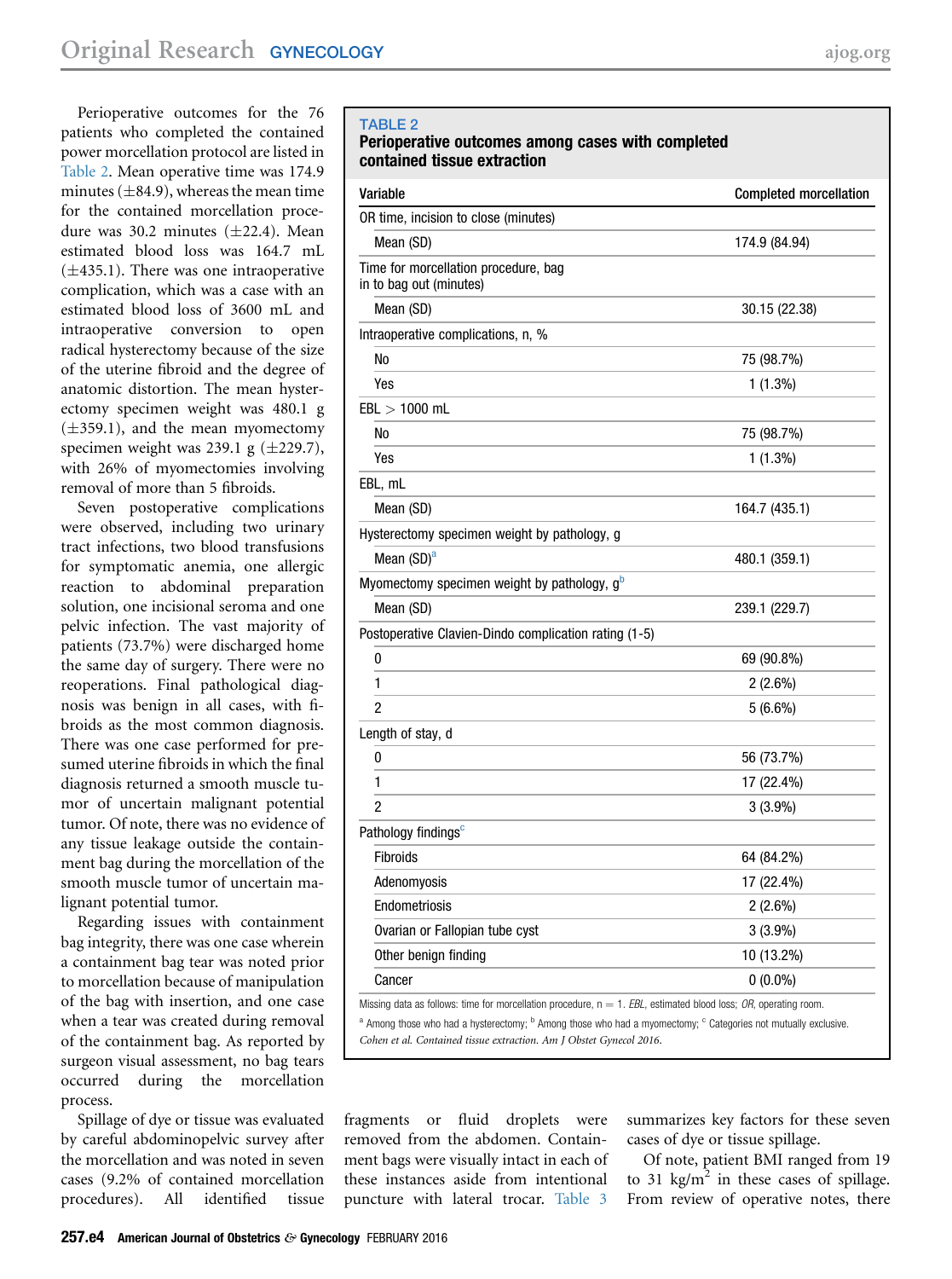Perioperative outcomes for the 76 patients who completed the contained power morcellation protocol are listed in Table 2. Mean operative time was 174.9 minutes (±84.9), whereas the mean time for the contained morcellation procedure was 30.2 minutes (±22.4). Mean estimated blood loss was 164.7 mL (±435.1). There was one intraoperative complication, which was a case with an estimated blood loss of 3600 mL and intraoperative conversion to open radical hysterectomy because of the size of the uterine fibroid and the degree of anatomic distortion. The mean hysterectomy specimen weight was 480.1 g (±359.1), and the mean myomectomy specimen weight was 239.1 g (±229.7), with 26% of myomectomies involving removal of more than 5 fibroids.

Seven postoperative complications were observed, including two urinary tract infections, two blood transfusions for symptomatic anemia, one allergic reaction to abdominal preparation solution, one incisional seroma and one pelvic infection. The vast majority of patients (73.7%) were discharged home the same day of surgery. There were no reoperations. Final pathological diagnosis was benign in all cases, with fibroids as the most common diagnosis. There was one case performed for presumed uterine fibroids in which the final diagnosis returned a smooth muscle tumor of uncertain malignant potential tumor. Of note, there was no evidence of any tissue leakage outside the containment bag during the morcellation of the smooth muscle tumor of uncertain malignant potential tumor.

Regarding issues with containment bag integrity, there was one case wherein a containment bag tear was noted prior to morcellation because of manipulation of the bag with insertion, and one case when a tear was created during removal of the containment bag. As reported by surgeon visual assessment, no bag tears occurred during the morcellation process.

**TABLE 2**
**Perioperative outcomes among cases with completed contained tissue extraction**

| Variable | Completed morcellation |
|---|---|
| OR time, incision to close (minutes) | |
| Mean (SD) | 174.9 (84.94) |
| Time for morcellation procedure, bag in to bag out (minutes) | |
| Mean (SD) | 30.15 (22.38) |
| Intraoperative complications, n, % | |
| No | 75 (98.7%) |
| Yes | 1 (1.3%) |
| EBL > 1000 mL | |
| No | 75 (98.7%) |
| Yes | 1 (1.3%) |
| EBL, mL | |
| Mean (SD) | 164.7 (435.1) |
| Hysterectomy specimen weight by pathology, g | |
| Mean (SD)[a] | 480.1 (359.1) |
| Myomectomy specimen weight by pathology, g[b] | |
| Mean (SD) | 239.1 (229.7) |
| Postoperative Clavien-Dindo complication rating (1-5) | |
| 0 | 69 (90.8%) |
| 1 | 2 (2.6%) |
| 2 | 5 (6.6%) |
| Length of stay, d | |
| 0 | 56 (73.7%) |
| 1 | 17 (22.4%) |
| 2 | 3 (3.9%) |
| Pathology findings[c] | |
| Fibroids | 64 (84.2%) |
| Adenomyosis | 17 (22.4%) |
| Endometriosis | 2 (2.6%) |
| Ovarian or Fallopian tube cyst | 3 (3.9%) |
| Other benign finding | 10 (13.2%) |
| Cancer | 0 (0.0%) |

Missing data as follows: time for morcellation procedure, n = 1. *EBL*, estimated blood loss; *OR*, operating room.

[a] Among those who had a hysterectomy; [b] Among those who had a myomectomy; [c] Categories not mutually exclusive.

*Cohen et al. Contained tissue extraction. Am J Obstet Gynecol 2016.*

Spillage of dye or tissue was evaluated by careful abdominopelvic survey after the morcellation and was noted in seven cases (9.2% of contained morcellation procedures). All identified tissue fragments or fluid droplets were removed from the abdomen. Containment bags were visually intact in each of these instances aside from intentional puncture with lateral trocar. Table 3 summarizes key factors for these seven cases of dye or tissue spillage.

Of note, patient BMI ranged from 19 to 31 kg/m$^2$ in these cases of spillage. From review of operative notes, there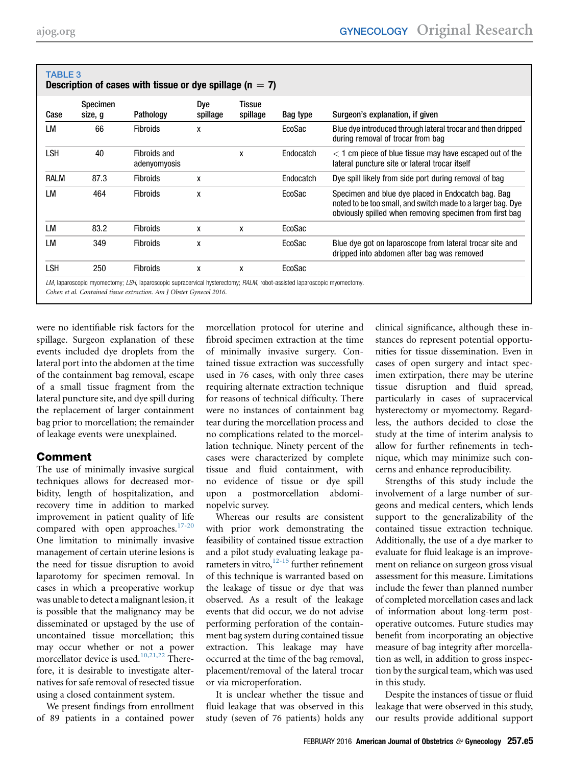**TABLE 3**
**Description of cases with tissue or dye spillage (n = 7)**

| Case | Specimen size, g | Pathology | Dye spillage | Tissue spillage | Bag type | Surgeon's explanation, if given |
|---|---|---|---|---|---|---|
| LM | 66 | Fibroids | x | | EcoSac | Blue dye introduced through lateral trocar and then dripped during removal of trocar from bag |
| LSH | 40 | Fibroids and adenyomyosis | | x | Endocatch | < 1 cm piece of blue tissue may have escaped out of the lateral puncture site or lateral trocar itself |
| RALM | 87.3 | Fibroids | x | | Endocatch | Dye spill likely from side port during removal of bag |
| LM | 464 | Fibroids | x | | EcoSac | Specimen and blue dye placed in Endocatch bag. Bag noted to be too small, and switch made to a larger bag. Dye obviously spilled when removing specimen from first bag |
| LM | 83.2 | Fibroids | x | x | EcoSac | |
| LM | 349 | Fibroids | x | | EcoSac | Blue dye got on laparoscope from lateral trocar site and dripped into abdomen after bag was removed |
| LSH | 250 | Fibroids | x | x | EcoSac | |

*LM*, laparoscopic myomectomy; *LSH*, laparoscopic supracervical hysterectomy; *RALM*, robot-assisted laparoscopic myomectomy.

*Cohen et al. Contained tissue extraction. Am J Obstet Gynecol 2016.*

were no identifiable risk factors for the spillage. Surgeon explanation of these events included dye droplets from the lateral port into the abdomen at the time of the containment bag removal, escape of a small tissue fragment from the lateral puncture site, and dye spill during the replacement of larger containment bag prior to morcellation; the remainder of leakage events were unexplained.

## Comment

The use of minimally invasive surgical techniques allows for decreased morbidity, length of hospitalization, and recovery time in addition to marked improvement in patient quality of life compared with open approaches.[17-20] One limitation to minimally invasive management of certain uterine lesions is the need for tissue disruption to avoid laparotomy for specimen removal. In cases in which a preoperative workup was unable to detect a malignant lesion, it is possible that the malignancy may be disseminated or upstaged by the use of uncontained tissue morcellation; this may occur whether or not a power morcellator device is used.[10,21,22] Therefore, it is desirable to investigate alternatives for safe removal of resected tissue using a closed containment system.

We present findings from enrollment of 89 patients in a contained power morcellation protocol for uterine and fibroid specimen extraction at the time of minimally invasive surgery. Contained tissue extraction was successfully used in 76 cases, with only three cases requiring alternate extraction technique for reasons of technical difficulty. There were no instances of containment bag tear during the morcellation process and no complications related to the morcellation technique. Ninety percent of the cases were characterized by complete tissue and fluid containment, with no evidence of tissue or dye spill upon a postmorcellation abdominopelvic survey.

Whereas our results are consistent with prior work demonstrating the feasibility of contained tissue extraction and a pilot study evaluating leakage parameters in vitro,[12-15] further refinement of this technique is warranted based on the leakage of tissue or dye that was observed. As a result of the leakage events that did occur, we do not advise performing perforation of the containment bag system during contained tissue extraction. This leakage may have occurred at the time of the bag removal, placement/removal of the lateral trocar or via microperforation.

It is unclear whether the tissue and fluid leakage that was observed in this study (seven of 76 patients) holds any clinical significance, although these instances do represent potential opportunities for tissue dissemination. Even in cases of open surgery and intact specimen extirpation, there may be uterine tissue disruption and fluid spread, particularly in cases of supracervical hysterectomy or myomectomy. Regardless, the authors decided to close the study at the time of interim analysis to allow for further refinements in technique, which may minimize such concerns and enhance reproducibility.

Strengths of this study include the involvement of a large number of surgeons and medical centers, which lends support to the generalizability of the contained tissue extraction technique. Additionally, the use of a dye marker to evaluate for fluid leakage is an improvement on reliance on surgeon gross visual assessment for this measure. Limitations include the fewer than planned number of completed morcellation cases and lack of information about long-term postoperative outcomes. Future studies may benefit from incorporating an objective measure of bag integrity after morcellation as well, in addition to gross inspection by the surgical team, which was used in this study.

Despite the instances of tissue or fluid leakage that were observed in this study, our results provide additional support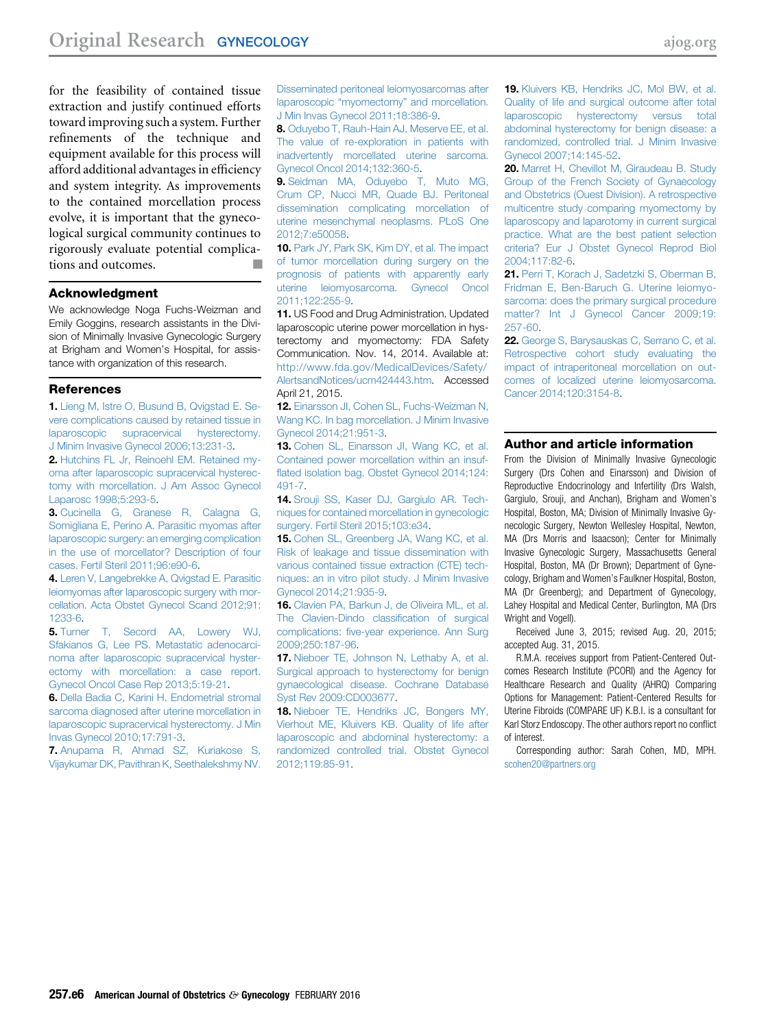for the feasibility of contained tissue extraction and justify continued efforts toward improving such a system. Further refinements of the technique and equipment available for this process will afford additional advantages in efficiency and system integrity. As improvements to the contained morcellation process evolve, it is important that the gynecological surgical community continues to rigorously evaluate potential complications and outcomes. ■

## Acknowledgment

We acknowledge Noga Fuchs-Weizman and Emily Goggins, research assistants in the Division of Minimally Invasive Gynecologic Surgery at Brigham and Women's Hospital, for assistance with organization of this research.

## References

**1.** Lieng M, Istre O, Busund B, Qvigstad E. Severe complications caused by retained tissue in laparoscopic supracervical hysterectomy. J Minim Invasive Gynecol 2006;13:231-3.

**2.** Hutchins FL Jr, Reinoehl EM. Retained myoma after laparoscopic supracervical hysterectomy with morcellation. J Am Assoc Gynecol Laparosc 1998;5:293-5.

**3.** Cucinella G, Granese R, Calagna G, Somigliana E, Perino A. Parasitic myomas after laparoscopic surgery: an emerging complication in the use of morcellator? Description of four cases. Fertil Steril 2011;96:e90-6.

**4.** Leren V, Langebrekke A, Qvigstad E. Parasitic leiomyomas after laparoscopic surgery with morcellation. Acta Obstet Gynecol Scand 2012;91:1233-6.

**5.** Turner T, Secord AA, Lowery WJ, Sfakianos G, Lee PS. Metastatic adenocarcinoma after laparoscopic supracervical hysterectomy with morcellation: a case report. Gynecol Oncol Case Rep 2013;5:19-21.

**6.** Della Badia C, Karini H. Endometrial stromal sarcoma diagnosed after uterine morcellation in laparoscopic supracervical hysterectomy. J Min Invas Gynecol 2010;17:791-3.

**7.** Anupama R, Ahmad SZ, Kuriakose S, Vijaykumar DK, Pavithran K, Seethalekshmy NV. Disseminated peritoneal leiomyosarcomas after laparoscopic "myomectomy" and morcellation. J Min Invas Gynecol 2011;18:386-9.

**8.** Oduyebo T, Rauh-Hain AJ, Meserve EE, et al. The value of re-exploration in patients with inadvertently morcellated uterine sarcoma. Gynecol Oncol 2014;132:360-5.

**9.** Seidman MA, Oduyebo T, Muto MG, Crum CP, Nucci MR, Quade BJ. Peritoneal dissemination complicating morcellation of uterine mesenchymal neoplasms. PLoS One 2012;7:e50058.

**10.** Park JY, Park SK, Kim DY, et al. The impact of tumor morcellation during surgery on the prognosis of patients with apparently early uterine leiomyosarcoma. Gynecol Oncol 2011;122:255-9.

**11.** US Food and Drug Administration. Updated laparoscopic uterine power morcellation in hysterectomy and myomectomy: FDA Safety Communication. Nov. 14, 2014. Available at: http://www.fda.gov/MedicalDevices/Safety/AlertsandNotices/ucm424443.htm. Accessed April 21, 2015.

**12.** Einarsson JI, Cohen SL, Fuchs-Weizman N, Wang KC. In bag morcellation. J Minim Invasive Gynecol 2014;21:951-3.

**13.** Cohen SL, Einarsson JI, Wang KC, et al. Contained power morcellation within an insufflated isolation bag. Obstet Gynecol 2014;124:491-7.

**14.** Srouji SS, Kaser DJ, Gargiulo AR. Techniques for contained morcellation in gynecologic surgery. Fertil Steril 2015;103:e34.

**15.** Cohen SL, Greenberg JA, Wang KC, et al. Risk of leakage and tissue dissemination with various contained tissue extraction (CTE) techniques: an in vitro pilot study. J Minim Invasive Gynecol 2014;21:935-9.

**16.** Clavien PA, Barkun J, de Oliveira ML, et al. The Clavien-Dindo classification of surgical complications: five-year experience. Ann Surg 2009;250:187-96.

**17.** Nieboer TE, Johnson N, Lethaby A, et al. Surgical approach to hysterectomy for benign gynaecological disease. Cochrane Database Syst Rev 2009:CD003677.

**18.** Nieboer TE, Hendriks JC, Bongers MY, Vierhout ME, Kluivers KB. Quality of life after laparoscopic and abdominal hysterectomy: a randomized controlled trial. Obstet Gynecol 2012;119:85-91.

**19.** Kluivers KB, Hendriks JC, Mol BW, et al. Quality of life and surgical outcome after total laparoscopic hysterectomy versus total abdominal hysterectomy for benign disease: a randomized, controlled trial. J Minim Invasive Gynecol 2007;14:145-52.

**20.** Marret H, Chevillot M, Giraudeau B. Study Group of the French Society of Gynaecology and Obstetrics (Ouest Division). A retrospective multicentre study comparing myomectomy by laparoscopy and laparotomy in current surgical practice. What are the best patient selection criteria? Eur J Obstet Gynecol Reprod Biol 2004;117:82-6.

**21.** Perri T, Korach J, Sadetzki S, Oberman B, Fridman E, Ben-Baruch G. Uterine leiomyosarcoma: does the primary surgical procedure matter? Int J Gynecol Cancer 2009;19:257-60.

**22.** George S, Barysauskas C, Serrano C, et al. Retrospective cohort study evaluating the impact of intraperitoneal morcellation on outcomes of localized uterine leiomyosarcoma. Cancer 2014;120:3154-8.

## Author and article information

From the Division of Minimally Invasive Gynecologic Surgery (Drs Cohen and Einarsson) and Division of Reproductive Endocrinology and Infertility (Drs Walsh, Gargiulo, Srouji, and Anchan), Brigham and Women's Hospital, Boston, MA; Division of Minimally Invasive Gynecologic Surgery, Newton Wellesley Hospital, Newton, MA (Drs Morris and Isaacson); Center for Minimally Invasive Gynecologic Surgery, Massachusetts General Hospital, Boston, MA (Dr Brown); Department of Gynecology, Brigham and Women's Faulkner Hospital, Boston, MA (Dr Greenberg); and Department of Gynecology, Lahey Hospital and Medical Center, Burlington, MA (Drs Wright and Vogell).

Received June 3, 2015; revised Aug. 20, 2015; accepted Aug. 31, 2015.

R.M.A. receives support from Patient-Centered Outcomes Research Institute (PCORI) and the Agency for Healthcare Research and Quality (AHRQ) Comparing Options for Management: Patient-Centered Results for Uterine Fibroids (COMPARE UF) K.B.I. is a consultant for Karl Storz Endoscopy. The other authors report no conflict of interest.

Corresponding author: Sarah Cohen, MD, MPH. scohen20@partners.org